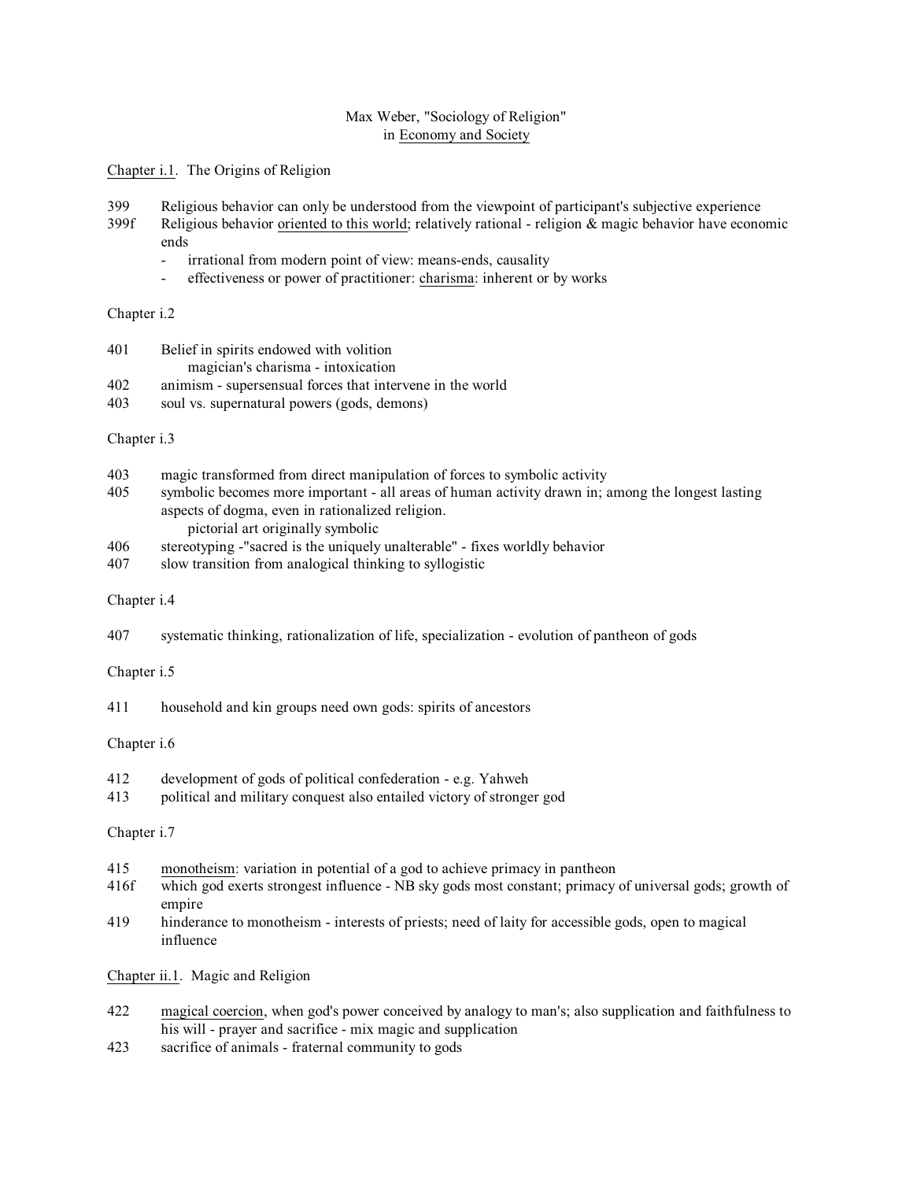Max Weber, "Sociology of Religion"
in Economy and Society

Chapter i.1. The Origins of Religion

399 Religious behavior can only be understood from the viewpoint of participant's subjective experience

399f Religious behavior oriented to this world; relatively rational - religion & magic behavior have economic ends
- irrational from modern point of view: means-ends, causality
- effectiveness or power of practitioner: charisma: inherent or by works

Chapter i.2

401 Belief in spirits endowed with volition
    magician's charisma - intoxication

402 animism - supersensual forces that intervene in the world

403 soul vs. supernatural powers (gods, demons)

Chapter i.3

403 magic transformed from direct manipulation of forces to symbolic activity

405 symbolic becomes more important - all areas of human activity drawn in; among the longest lasting aspects of dogma, even in rationalized religion.
    pictorial art originally symbolic

406 stereotyping -"sacred is the uniquely unalterable" - fixes worldly behavior

407 slow transition from analogical thinking to syllogistic

Chapter i.4

407 systematic thinking, rationalization of life, specialization - evolution of pantheon of gods

Chapter i.5

411 household and kin groups need own gods: spirits of ancestors

Chapter i.6

412 development of gods of political confederation - e.g. Yahweh

413 political and military conquest also entailed victory of stronger god

Chapter i.7

415 monotheism: variation in potential of a god to achieve primacy in pantheon

416f which god exerts strongest influence - NB sky gods most constant; primacy of universal gods; growth of empire

419 hinderance to monotheism - interests of priests; need of laity for accessible gods, open to magical influence

Chapter ii.1. Magic and Religion

422 magical coercion, when god's power conceived by analogy to man's; also supplication and faithfulness to his will - prayer and sacrifice - mix magic and supplication

423 sacrifice of animals - fraternal community to gods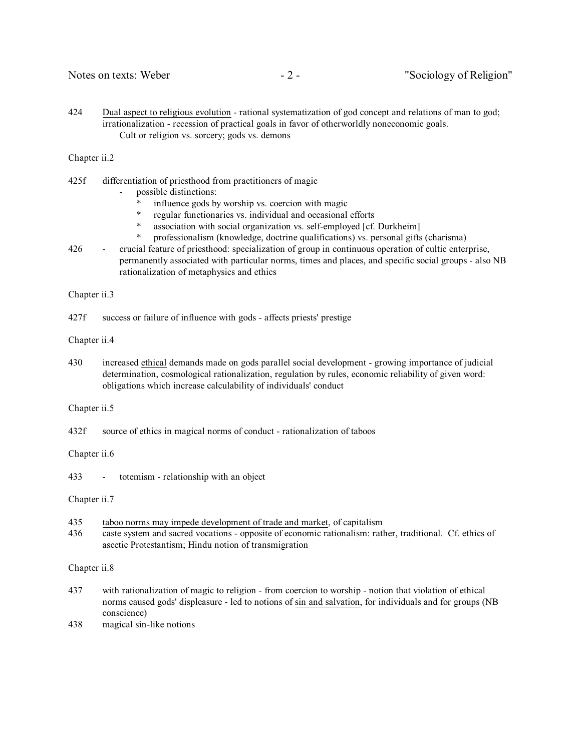424 Dual aspect to religious evolution - rational systematization of god concept and relations of man to god; irrationalization - recession of practical goals in favor of otherworldly noneconomic goals.
Cult or religion vs. sorcery; gods vs. demons

Chapter ii.2

425f differentiation of priesthood from practitioners of magic

- possible distinctions:
  * influence gods by worship vs. coercion with magic
  * regular functionaries vs. individual and occasional efforts
  * association with social organization vs. self-employed [cf. Durkheim]
  * professionalism (knowledge, doctrine qualifications) vs. personal gifts (charisma)

426 - crucial feature of priesthood: specialization of group in continuous operation of cultic enterprise, permanently associated with particular norms, times and places, and specific social groups - also NB rationalization of metaphysics and ethics

Chapter ii.3

427f success or failure of influence with gods - affects priests' prestige

Chapter ii.4

430 increased ethical demands made on gods parallel social development - growing importance of judicial determination, cosmological rationalization, regulation by rules, economic reliability of given word: obligations which increase calculability of individuals' conduct

Chapter ii.5

432f source of ethics in magical norms of conduct - rationalization of taboos

Chapter ii.6

433 - totemism - relationship with an object

Chapter ii.7

435 taboo norms may impede development of trade and market, of capitalism

436 caste system and sacred vocations - opposite of economic rationalism: rather, traditional. Cf. ethics of ascetic Protestantism; Hindu notion of transmigration

Chapter ii.8

437 with rationalization of magic to religion - from coercion to worship - notion that violation of ethical norms caused gods' displeasure - led to notions of sin and salvation, for individuals and for groups (NB conscience)

438 magical sin-like notions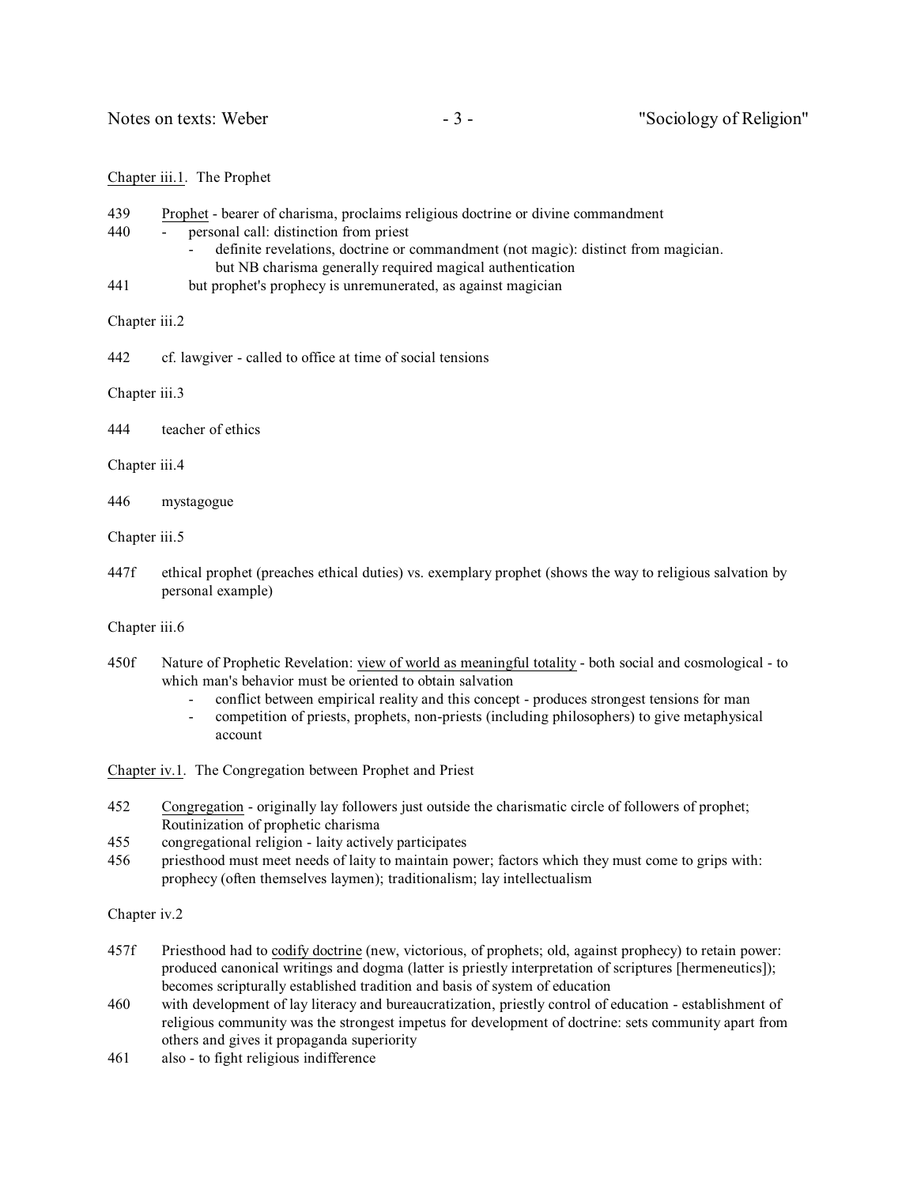<u>Chapter iii.1</u>. The Prophet

439 <u>Prophet</u> - bearer of charisma, proclaims religious doctrine or divine commandment

440 - personal call: distinction from priest
  - definite revelations, doctrine or commandment (not magic): distinct from magician. but NB charisma generally required magical authentication

441 but prophet's prophecy is unremunerated, as against magician

Chapter iii.2

442 cf. lawgiver - called to office at time of social tensions

Chapter iii.3

444 teacher of ethics

Chapter iii.4

446 mystagogue

Chapter iii.5

447f ethical prophet (preaches ethical duties) vs. exemplary prophet (shows the way to religious salvation by personal example)

Chapter iii.6

450f Nature of Prophetic Revelation: <u>view of world as meaningful totality</u> - both social and cosmological - to which man's behavior must be oriented to obtain salvation
  - conflict between empirical reality and this concept - produces strongest tensions for man
  - competition of priests, prophets, non-priests (including philosophers) to give metaphysical account

<u>Chapter iv.1</u>. The Congregation between Prophet and Priest

452 <u>Congregation</u> - originally lay followers just outside the charismatic circle of followers of prophet; Routinization of prophetic charisma

455 congregational religion - laity actively participates

456 priesthood must meet needs of laity to maintain power; factors which they must come to grips with: prophecy (often themselves laymen); traditionalism; lay intellectualism

Chapter iv.2

457f Priesthood had to <u>codify doctrine</u> (new, victorious, of prophets; old, against prophecy) to retain power: produced canonical writings and dogma (latter is priestly interpretation of scriptures [hermeneutics]); becomes scripturally established tradition and basis of system of education

460 with development of lay literacy and bureaucratization, priestly control of education - establishment of religious community was the strongest impetus for development of doctrine: sets community apart from others and gives it propaganda superiority

461 also - to fight religious indifference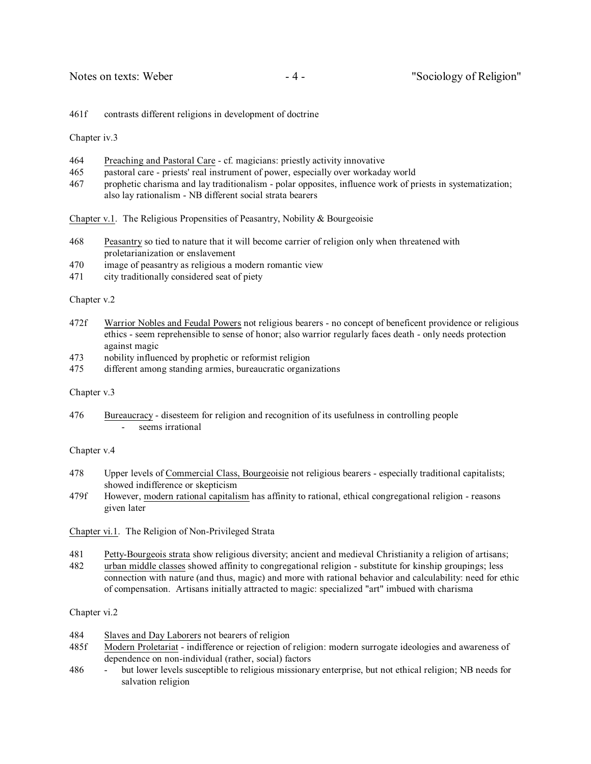| | |
|---|---|
| 461f | contrasts different religions in development of doctrine |

Chapter iv.3

| | |
|---|---|
| 464 | <u>Preaching and Pastoral Care</u> - cf. magicians: priestly activity innovative |
| 465 | pastoral care - priests' real instrument of power, especially over workaday world |
| 467 | prophetic charisma and lay traditionalism - polar opposites, influence work of priests in systematization; also lay rationalism - NB different social strata bearers |

<u>Chapter v.1</u>. The Religious Propensities of Peasantry, Nobility & Bourgeoisie

| | |
|---|---|
| 468 | <u>Peasantry</u> so tied to nature that it will become carrier of religion only when threatened with proletarianization or enslavement |
| 470 | image of peasantry as religious a modern romantic view |
| 471 | city traditionally considered seat of piety |

Chapter v.2

| | |
|---|---|
| 472f | <u>Warrior Nobles and Feudal Powers</u> not religious bearers - no concept of beneficent providence or religious ethics - seem reprehensible to sense of honor; also warrior regularly faces death - only needs protection against magic |
| 473 | nobility influenced by prophetic or reformist religion |
| 475 | different among standing armies, bureaucratic organizations |

Chapter v.3

| | |
|---|---|
| 476 | <u>Bureaucracy</u> - disesteem for religion and recognition of its usefulness in controlling people<br>- seems irrational |

Chapter v.4

| | |
|---|---|
| 478 | Upper levels of <u>Commercial Class, Bourgeoisie</u> not religious bearers - especially traditional capitalists; showed indifference or skepticism |
| 479f | However, <u>modern rational capitalism</u> has affinity to rational, ethical congregational religion - reasons given later |

<u>Chapter vi.1</u>. The Religion of Non-Privileged Strata

| | |
|---|---|
| 481 | <u>Petty-Bourgeois strata</u> show religious diversity; ancient and medieval Christianity a religion of artisans; |
| 482 | <u>urban middle classes</u> showed affinity to congregational religion - substitute for kinship groupings; less connection with nature (and thus, magic) and more with rational behavior and calculability: need for ethic of compensation. Artisans initially attracted to magic: specialized "art" imbued with charisma |

Chapter vi.2

| | |
|---|---|
| 484 | <u>Slaves and Day Laborers</u> not bearers of religion |
| 485f | <u>Modern Proletariat</u> - indifference or rejection of religion: modern surrogate ideologies and awareness of dependence on non-individual (rather, social) factors |
| 486 | - but lower levels susceptible to religious missionary enterprise, but not ethical religion; NB needs for salvation religion |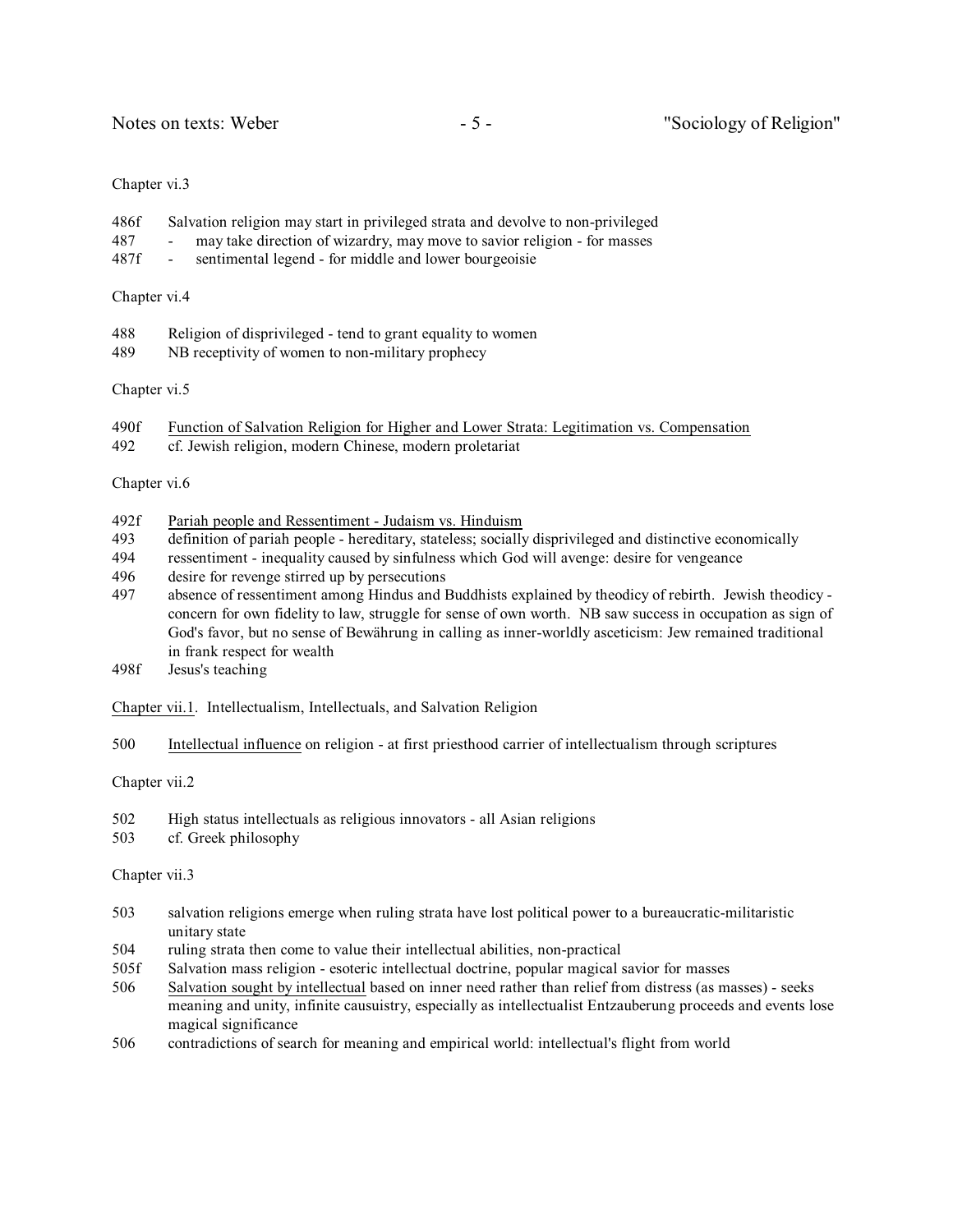Chapter vi.3

486f Salvation religion may start in privileged strata and devolve to non-privileged
487 - may take direction of wizardry, may move to savior religion - for masses
487f - sentimental legend - for middle and lower bourgeoisie

Chapter vi.4

488 Religion of disprivileged - tend to grant equality to women
489 NB receptivity of women to non-military prophecy

Chapter vi.5

490f <u>Function of Salvation Religion for Higher and Lower Strata: Legitimation vs. Compensation</u>
492 cf. Jewish religion, modern Chinese, modern proletariat

Chapter vi.6

492f <u>Pariah people and Ressentiment - Judaism vs. Hinduism</u>
493 definition of pariah people - hereditary, stateless; socially disprivileged and distinctive economically
494 ressentiment - inequality caused by sinfulness which God will avenge: desire for vengeance
496 desire for revenge stirred up by persecutions
497 absence of ressentiment among Hindus and Buddhists explained by theodicy of rebirth. Jewish theodicy - concern for own fidelity to law, struggle for sense of own worth. NB saw success in occupation as sign of God's favor, but no sense of Bewährung in calling as inner-worldly asceticism: Jew remained traditional in frank respect for wealth
498f Jesus's teaching

<u>Chapter vii.1</u>. Intellectualism, Intellectuals, and Salvation Religion

500 <u>Intellectual influence</u> on religion - at first priesthood carrier of intellectualism through scriptures

Chapter vii.2

502 High status intellectuals as religious innovators - all Asian religions
503 cf. Greek philosophy

Chapter vii.3

503 salvation religions emerge when ruling strata have lost political power to a bureaucratic-militaristic unitary state
504 ruling strata then come to value their intellectual abilities, non-practical
505f Salvation mass religion - esoteric intellectual doctrine, popular magical savior for masses
506 <u>Salvation sought by intellectual</u> based on inner need rather than relief from distress (as masses) - seeks meaning and unity, infinite causuistry, especially as intellectualist Entzauberung proceeds and events lose magical significance
506 contradictions of search for meaning and empirical world: intellectual's flight from world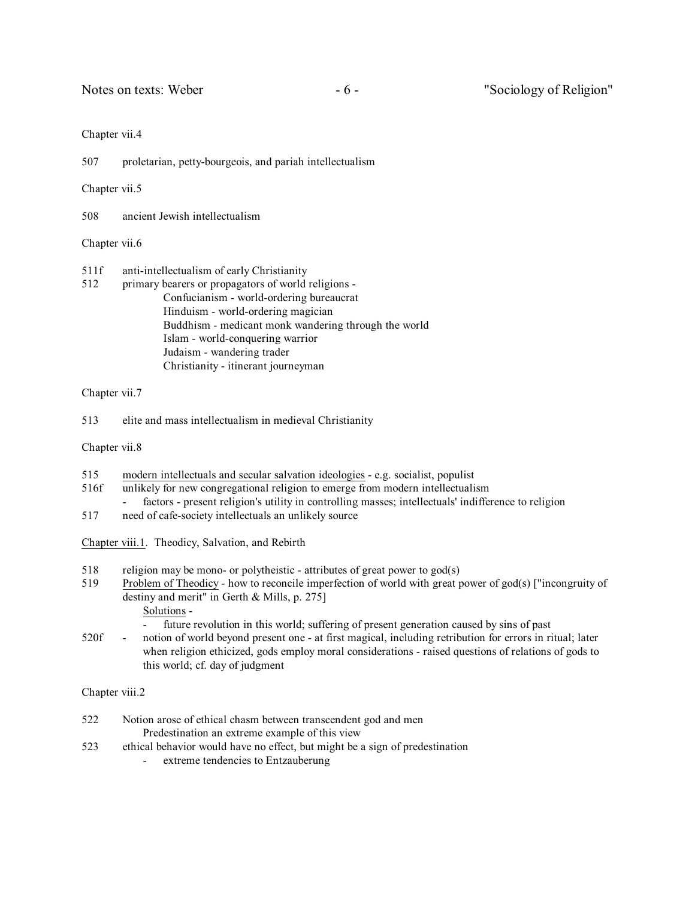Chapter vii.4

507 proletarian, petty-bourgeois, and pariah intellectualism

Chapter vii.5

508 ancient Jewish intellectualism

Chapter vii.6

511f anti-intellectualism of early Christianity
512 primary bearers or propagators of world religions -
  Confucianism - world-ordering bureaucrat
  Hinduism - world-ordering magician
  Buddhism - medicant monk wandering through the world
  Islam - world-conquering warrior
  Judaism - wandering trader
  Christianity - itinerant journeyman

Chapter vii.7

513 elite and mass intellectualism in medieval Christianity

Chapter vii.8

515 <u>modern intellectuals and secular salvation ideologies</u> - e.g. socialist, populist
516f unlikely for new congregational religion to emerge from modern intellectualism
  - factors - present religion's utility in controlling masses; intellectuals' indifference to religion
517 need of cafe-society intellectuals an unlikely source

<u>Chapter viii.1</u>. Theodicy, Salvation, and Rebirth

518 religion may be mono- or polytheistic - attributes of great power to god(s)
519 <u>Problem of Theodicy</u> - how to reconcile imperfection of world with great power of god(s) ["incongruity of destiny and merit" in Gerth & Mills, p. 275]
  <u>Solutions</u> -
  - future revolution in this world; suffering of present generation caused by sins of past
520f - notion of world beyond present one - at first magical, including retribution for errors in ritual; later when religion ethicized, gods employ moral considerations - raised questions of relations of gods to this world; cf. day of judgment

Chapter viii.2

522 Notion arose of ethical chasm between transcendent god and men
  Predestination an extreme example of this view
523 ethical behavior would have no effect, but might be a sign of predestination
  - extreme tendencies to Entzauberung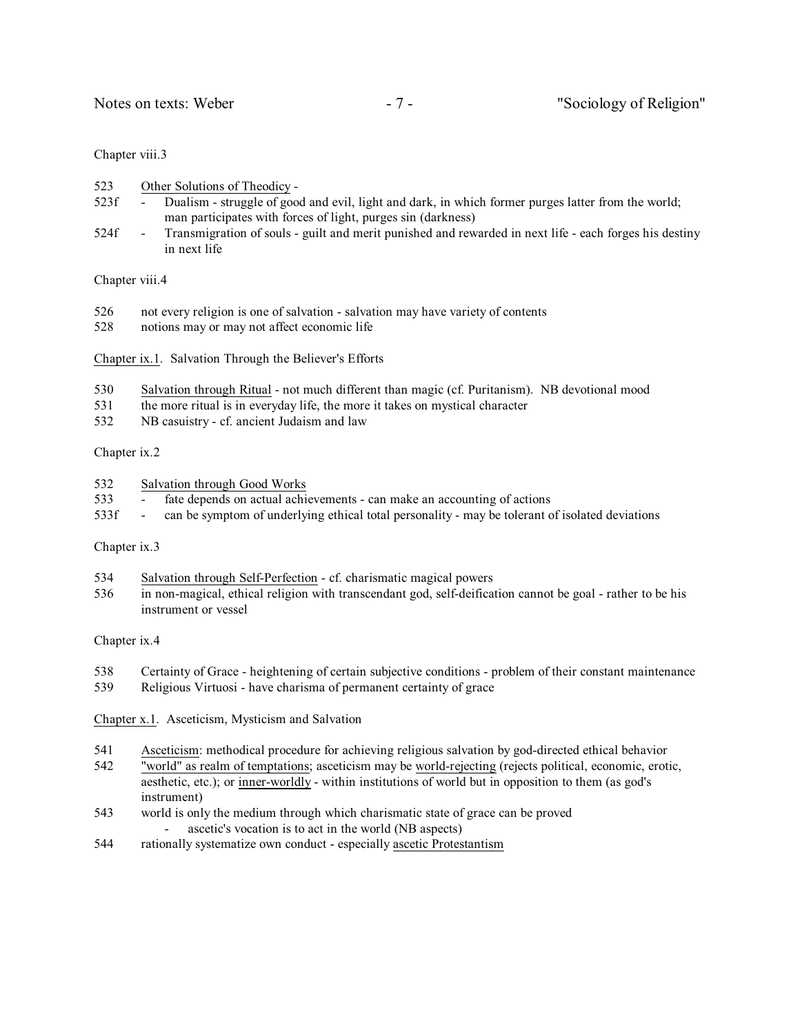Chapter viii.3

523 Other Solutions of Theodicy -

523f - Dualism - struggle of good and evil, light and dark, in which former purges latter from the world; man participates with forces of light, purges sin (darkness)

524f - Transmigration of souls - guilt and merit punished and rewarded in next life - each forges his destiny in next life

Chapter viii.4

526 not every religion is one of salvation - salvation may have variety of contents

528 notions may or may not affect economic life

Chapter ix.1. Salvation Through the Believer's Efforts

530 Salvation through Ritual - not much different than magic (cf. Puritanism). NB devotional mood

531 the more ritual is in everyday life, the more it takes on mystical character

532 NB casuistry - cf. ancient Judaism and law

Chapter ix.2

532 Salvation through Good Works

533 - fate depends on actual achievements - can make an accounting of actions

533f - can be symptom of underlying ethical total personality - may be tolerant of isolated deviations

Chapter ix.3

534 Salvation through Self-Perfection - cf. charismatic magical powers

536 in non-magical, ethical religion with transcendant god, self-deification cannot be goal - rather to be his instrument or vessel

Chapter ix.4

538 Certainty of Grace - heightening of certain subjective conditions - problem of their constant maintenance

539 Religious Virtuosi - have charisma of permanent certainty of grace

Chapter x.1. Asceticism, Mysticism and Salvation

541 Asceticism: methodical procedure for achieving religious salvation by god-directed ethical behavior

542 "world" as realm of temptations; asceticism may be world-rejecting (rejects political, economic, erotic, aesthetic, etc.); or inner-worldly - within institutions of world but in opposition to them (as god's instrument)

543 world is only the medium through which charismatic state of grace can be proved
- ascetic's vocation is to act in the world (NB aspects)

544 rationally systematize own conduct - especially ascetic Protestantism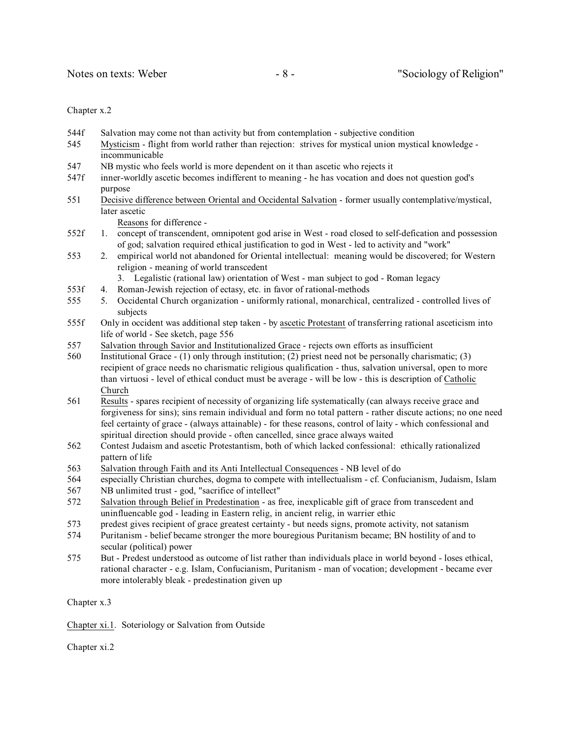Chapter x.2

| | |
|---|---|
| 544f | Salvation may come not than activity but from contemplation - subjective condition |
| 545 | <u>Mysticism</u> - flight from world rather than rejection: strives for mystical union mystical knowledge - incommunicable |
| 547 | NB mystic who feels world is more dependent on it than ascetic who rejects it |
| 547f | inner-worldly ascetic becomes indifferent to meaning - he has vocation and does not question god's purpose |
| 551 | <u>Decisive difference between Oriental and Occidental Salvation</u> - former usually contemplative/mystical, later ascetic<br>&nbsp;&nbsp;&nbsp;&nbsp;<u>Reasons</u> for difference - |
| 552f | 1. concept of transcendent, omnipotent god arise in West - road closed to self-defication and possession of god; salvation required ethical justification to god in West - led to activity and "work" |
| 553 | 2. empirical world not abandoned for Oriental intellectual: meaning would be discovered; for Western religion - meaning of world transcedent<br>&nbsp;&nbsp;&nbsp;&nbsp;3. Legalistic (rational law) orientation of West - man subject to god - Roman legacy |
| 553f | 4. Roman-Jewish rejection of ectasy, etc. in favor of rational-methods |
| 555 | 5. Occidental Church organization - uniformly rational, monarchical, centralized - controlled lives of subjects |
| 555f | Only in occident was additional step taken - by <u>ascetic Protestant</u> of transferring rational asceticism into life of world - See sketch, page 556 |
| 557 | <u>Salvation through Savior and Institutionalized Grace</u> - rejects own efforts as insufficient |
| 560 | Institutional Grace - (1) only through institution; (2) priest need not be personally charismatic; (3) recipient of grace needs no charismatic religious qualification - thus, salvation universal, open to more than virtuosi - level of ethical conduct must be average - will be low - this is description of <u>Catholic Church</u> |
| 561 | <u>Results</u> - spares recipient of necessity of organizing life systematically (can always receive grace and forgiveness for sins); sins remain individual and form no total pattern - rather discute actions; no one need feel certainty of grace - (always attainable) - for these reasons, control of laity - which confessional and spiritual direction should provide - often cancelled, since grace always waited |
| 562 | Contest Judaism and ascetic Protestantism, both of which lacked confessional: ethically rationalized pattern of life |
| 563 | <u>Salvation through Faith and its Anti Intellectual Consequences</u> - NB level of do |
| 564 | especially Christian churches, dogma to compete with intellectualism - cf. Confucianism, Judaism, Islam |
| 567 | NB unlimited trust - god, "sacrifice of intellect" |
| 572 | <u>Salvation through Belief in Predestination</u> - as free, inexplicable gift of grace from transcedent and uninfluencable god - leading in Eastern relig, in ancient relig, in warrier ethic |
| 573 | predest gives recipient of grace greatest certainty - but needs signs, promote activity, not satanism |
| 574 | Puritanism - belief became stronger the more bouregious Puritanism became; BN hostility of and to secular (political) power |
| 575 | But - Predest understood as outcome of list rather than individuals place in world beyond - loses ethical, rational character - e.g. Islam, Confucianism, Puritanism - man of vocation; development - became ever more intolerably bleak - predestination given up |

Chapter x.3

<u>Chapter xi.1</u>. Soteriology or Salvation from Outside

Chapter xi.2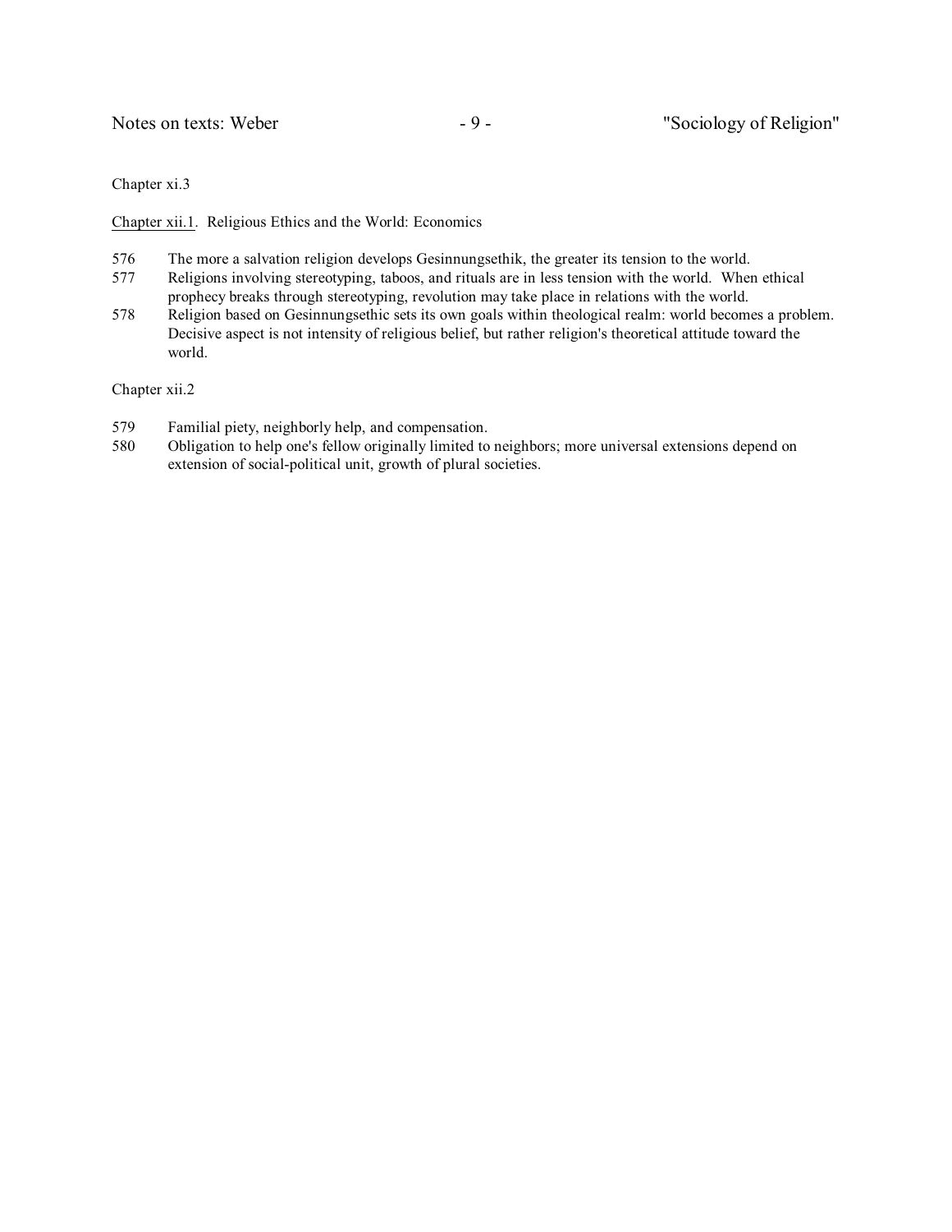Chapter xi.3

Chapter xii.1. Religious Ethics and the World: Economics

576 The more a salvation religion develops Gesinnungsethik, the greater its tension to the world.
577 Religions involving stereotyping, taboos, and rituals are in less tension with the world. When ethical prophecy breaks through stereotyping, revolution may take place in relations with the world.
578 Religion based on Gesinnungsethic sets its own goals within theological realm: world becomes a problem. Decisive aspect is not intensity of religious belief, but rather religion's theoretical attitude toward the world.

Chapter xii.2

579 Familial piety, neighborly help, and compensation.
580 Obligation to help one's fellow originally limited to neighbors; more universal extensions depend on extension of social-political unit, growth of plural societies.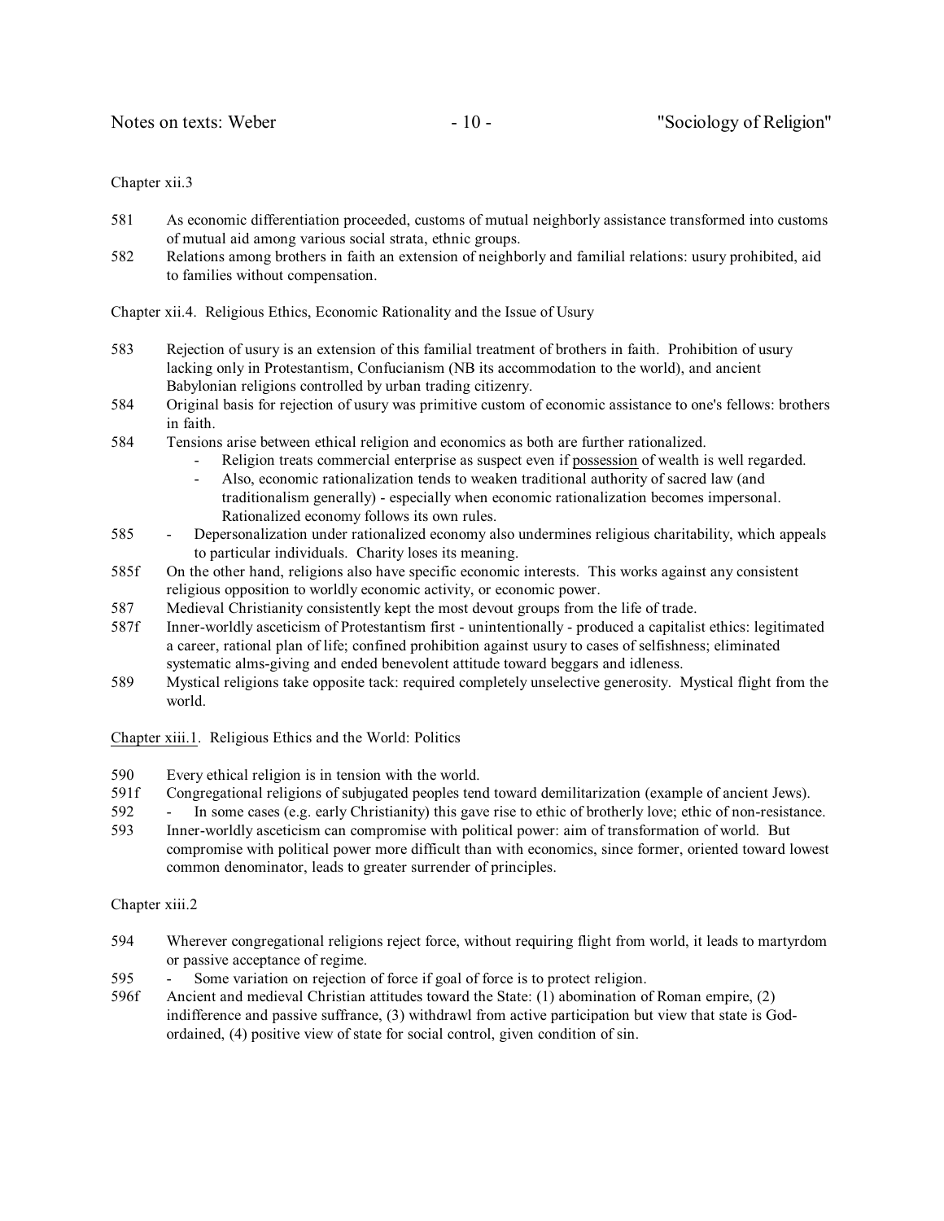Chapter xii.3

581 As economic differentiation proceeded, customs of mutual neighborly assistance transformed into customs of mutual aid among various social strata, ethnic groups.

582 Relations among brothers in faith an extension of neighborly and familial relations: usury prohibited, aid to families without compensation.

Chapter xii.4. Religious Ethics, Economic Rationality and the Issue of Usury

583 Rejection of usury is an extension of this familial treatment of brothers in faith. Prohibition of usury lacking only in Protestantism, Confucianism (NB its accommodation to the world), and ancient Babylonian religions controlled by urban trading citizenry.

584 Original basis for rejection of usury was primitive custom of economic assistance to one's fellows: brothers in faith.

584 Tensions arise between ethical religion and economics as both are further rationalized.
- Religion treats commercial enterprise as suspect even if <u>possession</u> of wealth is well regarded.
- Also, economic rationalization tends to weaken traditional authority of sacred law (and traditionalism generally) - especially when economic rationalization becomes impersonal. Rationalized economy follows its own rules.

585 - Depersonalization under rationalized economy also undermines religious charitability, which appeals to particular individuals. Charity loses its meaning.

585f On the other hand, religions also have specific economic interests. This works against any consistent religious opposition to worldly economic activity, or economic power.

587 Medieval Christianity consistently kept the most devout groups from the life of trade.

587f Inner-worldly asceticism of Protestantism first - unintentionally - produced a capitalist ethics: legitimated a career, rational plan of life; confined prohibition against usury to cases of selfishness; eliminated systematic alms-giving and ended benevolent attitude toward beggars and idleness.

589 Mystical religions take opposite tack: required completely unselective generosity. Mystical flight from the world.

<u>Chapter xiii.1</u>. Religious Ethics and the World: Politics

590 Every ethical religion is in tension with the world.

591f Congregational religions of subjugated peoples tend toward demilitarization (example of ancient Jews).

592 - In some cases (e.g. early Christianity) this gave rise to ethic of brotherly love; ethic of non-resistance.

593 Inner-worldly asceticism can compromise with political power: aim of transformation of world. But compromise with political power more difficult than with economics, since former, oriented toward lowest common denominator, leads to greater surrender of principles.

Chapter xiii.2

594 Wherever congregational religions reject force, without requiring flight from world, it leads to martyrdom or passive acceptance of regime.

595 - Some variation on rejection of force if goal of force is to protect religion.

596f Ancient and medieval Christian attitudes toward the State: (1) abomination of Roman empire, (2) indifference and passive suffrance, (3) withdrawl from active participation but view that state is God-ordained, (4) positive view of state for social control, given condition of sin.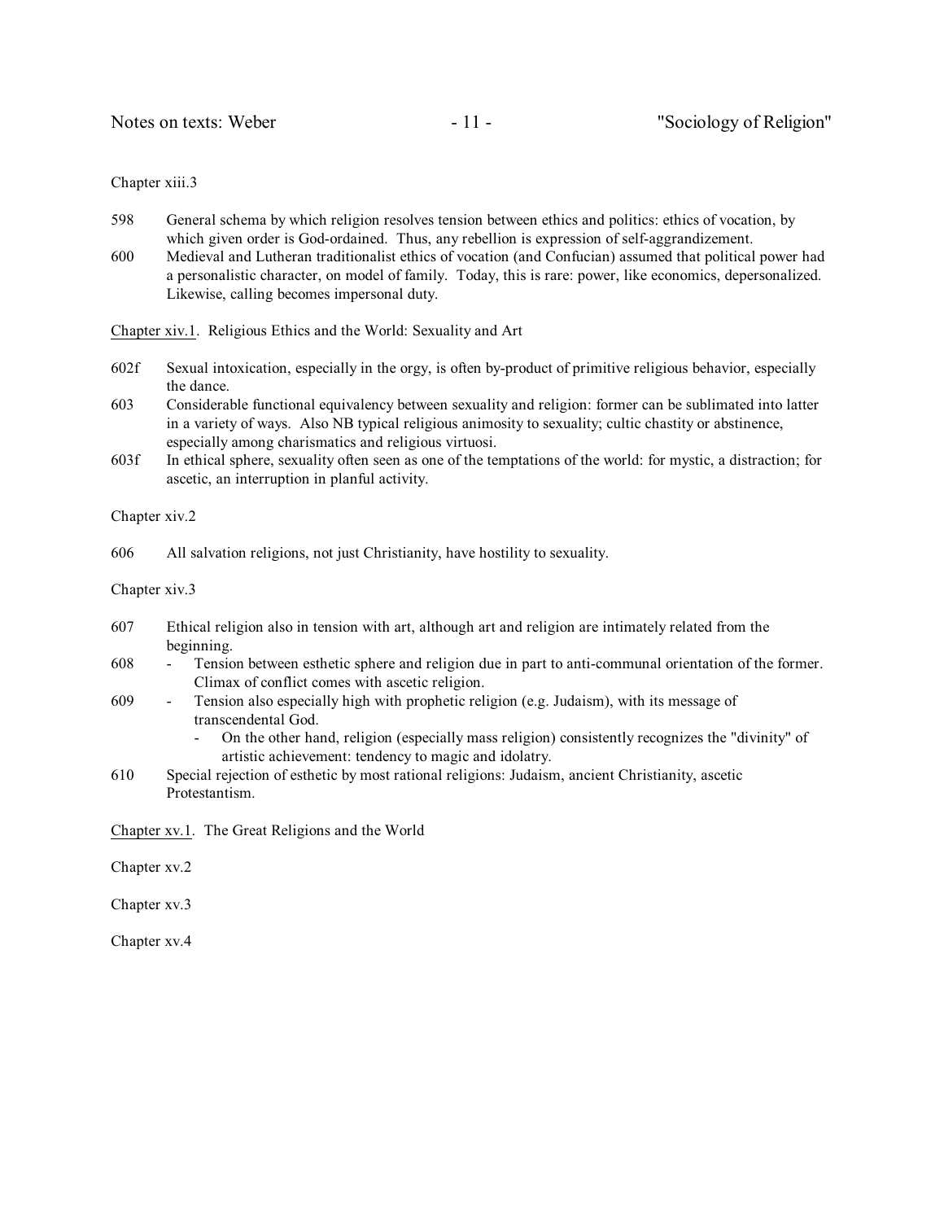Chapter xiii.3

598 General schema by which religion resolves tension between ethics and politics: ethics of vocation, by which given order is God-ordained. Thus, any rebellion is expression of self-aggrandizement.

600 Medieval and Lutheran traditionalist ethics of vocation (and Confucian) assumed that political power had a personalistic character, on model of family. Today, this is rare: power, like economics, depersonalized. Likewise, calling becomes impersonal duty.

<u>Chapter xiv.1</u>. Religious Ethics and the World: Sexuality and Art

602f Sexual intoxication, especially in the orgy, is often by-product of primitive religious behavior, especially the dance.

603 Considerable functional equivalency between sexuality and religion: former can be sublimated into latter in a variety of ways. Also NB typical religious animosity to sexuality; cultic chastity or abstinence, especially among charismatics and religious virtuosi.

603f In ethical sphere, sexuality often seen as one of the temptations of the world: for mystic, a distraction; for ascetic, an interruption in planful activity.

Chapter xiv.2

606 All salvation religions, not just Christianity, have hostility to sexuality.

Chapter xiv.3

607 Ethical religion also in tension with art, although art and religion are intimately related from the beginning.

608 - Tension between esthetic sphere and religion due in part to anti-communal orientation of the former. Climax of conflict comes with ascetic religion.

609 - Tension also especially high with prophetic religion (e.g. Judaism), with its message of transcendental God.
    - On the other hand, religion (especially mass religion) consistently recognizes the "divinity" of artistic achievement: tendency to magic and idolatry.

610 Special rejection of esthetic by most rational religions: Judaism, ancient Christianity, ascetic Protestantism.

<u>Chapter xv.1</u>. The Great Religions and the World

Chapter xv.2

Chapter xv.3

Chapter xv.4